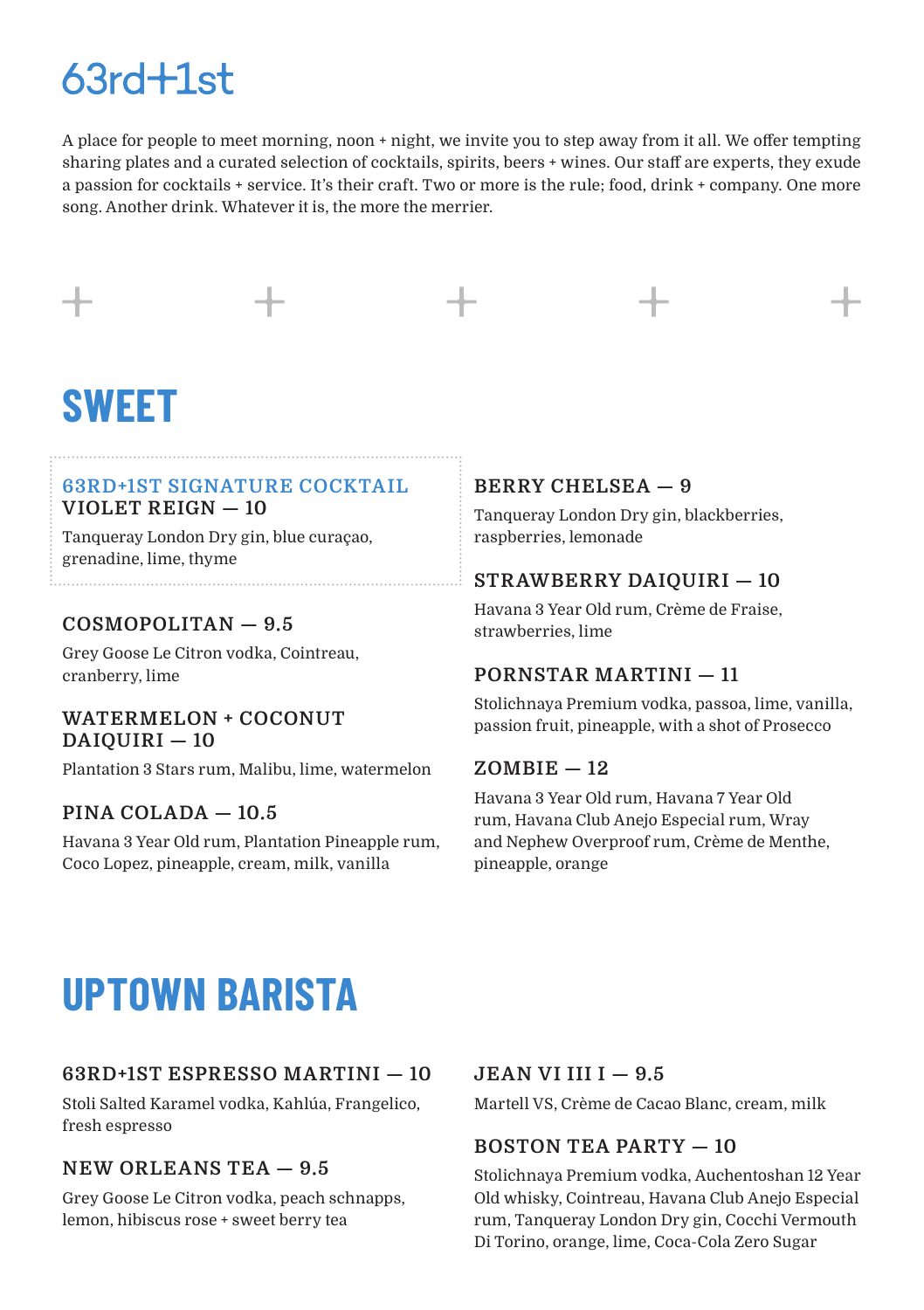# 63rd+1st

A place for people to meet morning, noon + night, we invite you to step away from it all. We offer tempting sharing plates and a curated selection of cocktails, spirits, beers + wines. Our staff are experts, they exude a passion for cocktails + service. It's their craft. Two or more is the rule; food, drink + company. One more song. Another drink. Whatever it is, the more the merrier.

## SWEET

### 63RD+1ST SIGNATURE COCKTAIL
### VIOLET REIGN — 10

Tanqueray London Dry gin, blue curaçao, grenadine, lime, thyme

### COSMOPOLITAN — 9.5

Grey Goose Le Citron vodka, Cointreau, cranberry, lime

### WATERMELON + COCONUT DAIQUIRI — 10

Plantation 3 Stars rum, Malibu, lime, watermelon

### PINA COLADA — 10.5

Havana 3 Year Old rum, Plantation Pineapple rum, Coco Lopez, pineapple, cream, milk, vanilla

### BERRY CHELSEA — 9

Tanqueray London Dry gin, blackberries, raspberries, lemonade

### STRAWBERRY DAIQUIRI — 10

Havana 3 Year Old rum, Crème de Fraise, strawberries, lime

### PORNSTAR MARTINI — 11

Stolichnaya Premium vodka, passoa, lime, vanilla, passion fruit, pineapple, with a shot of Prosecco

### ZOMBIE — 12

Havana 3 Year Old rum, Havana 7 Year Old rum, Havana Club Anejo Especial rum, Wray and Nephew Overproof rum, Crème de Menthe, pineapple, orange

## UPTOWN BARISTA

### 63RD+1ST ESPRESSO MARTINI — 10

Stoli Salted Karamel vodka, Kahlúa, Frangelico, fresh espresso

### NEW ORLEANS TEA — 9.5

Grey Goose Le Citron vodka, peach schnapps, lemon, hibiscus rose + sweet berry tea

### JEAN VI III I — 9.5

Martell VS, Crème de Cacao Blanc, cream, milk

### BOSTON TEA PARTY — 10

Stolichnaya Premium vodka, Auchentoshan 12 Year Old whisky, Cointreau, Havana Club Anejo Especial rum, Tanqueray London Dry gin, Cocchi Vermouth Di Torino, orange, lime, Coca-Cola Zero Sugar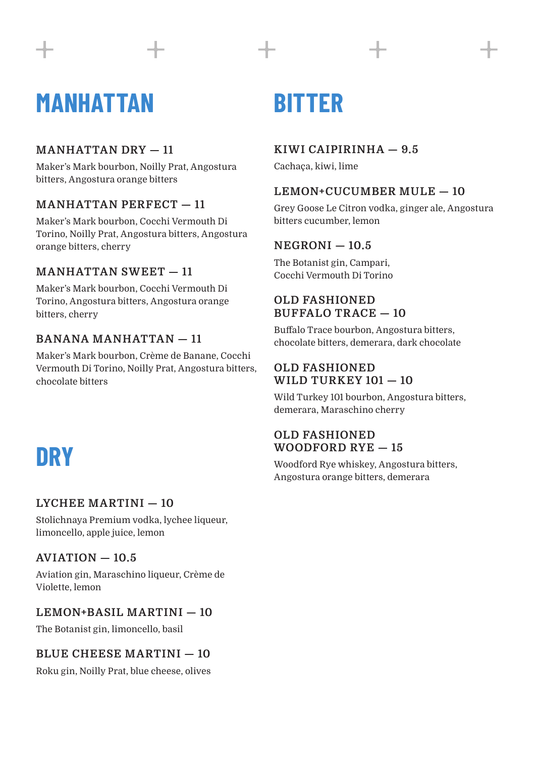## MANHATTAN

### MANHATTAN DRY — 11

Maker's Mark bourbon, Noilly Prat, Angostura bitters, Angostura orange bitters

### MANHATTAN PERFECT — 11

Maker's Mark bourbon, Cocchi Vermouth Di Torino, Noilly Prat, Angostura bitters, Angostura orange bitters, cherry

### MANHATTAN SWEET — 11

Maker's Mark bourbon, Cocchi Vermouth Di Torino, Angostura bitters, Angostura orange bitters, cherry

### BANANA MANHATTAN — 11

Maker's Mark bourbon, Crème de Banane, Cocchi Vermouth Di Torino, Noilly Prat, Angostura bitters, chocolate bitters

## DRY

### LYCHEE MARTINI — 10

Stolichnaya Premium vodka, lychee liqueur, limoncello, apple juice, lemon

### AVIATION — 10.5

Aviation gin, Maraschino liqueur, Crème de Violette, lemon

### LEMON+BASIL MARTINI — 10

The Botanist gin, limoncello, basil

### BLUE CHEESE MARTINI — 10

Roku gin, Noilly Prat, blue cheese, olives

## BITTER

### KIWI CAIPIRINHA — 9.5

Cachaça, kiwi, lime

### LEMON+CUCUMBER MULE — 10

Grey Goose Le Citron vodka, ginger ale, Angostura bitters cucumber, lemon

### NEGRONI — 10.5

The Botanist gin, Campari, Cocchi Vermouth Di Torino

### OLD FASHIONED BUFFALO TRACE — 10

Buffalo Trace bourbon, Angostura bitters, chocolate bitters, demerara, dark chocolate

### OLD FASHIONED WILD TURKEY 101 — 10

Wild Turkey 101 bourbon, Angostura bitters, demerara, Maraschino cherry

### OLD FASHIONED WOODFORD RYE — 15

Woodford Rye whiskey, Angostura bitters, Angostura orange bitters, demerara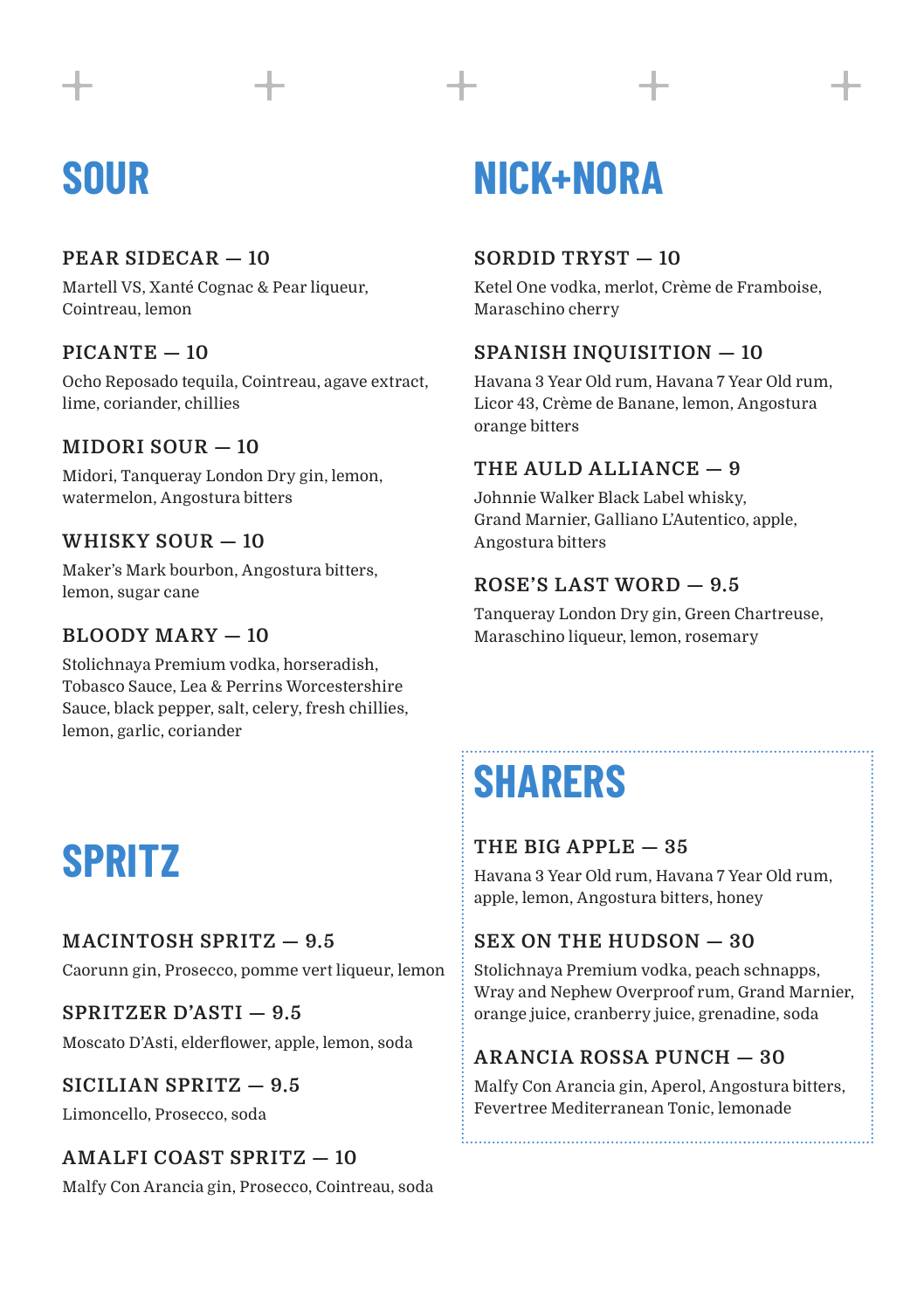# SOUR

### PEAR SIDECAR — 10

Martell VS, Xanté Cognac & Pear liqueur, Cointreau, lemon

### PICANTE — 10

Ocho Reposado tequila, Cointreau, agave extract, lime, coriander, chillies

### MIDORI SOUR — 10

Midori, Tanqueray London Dry gin, lemon, watermelon, Angostura bitters

### WHISKY SOUR — 10

Maker's Mark bourbon, Angostura bitters, lemon, sugar cane

### BLOODY MARY — 10

Stolichnaya Premium vodka, horseradish, Tobasco Sauce, Lea & Perrins Worcestershire Sauce, black pepper, salt, celery, fresh chillies, lemon, garlic, coriander

# SPRITZ

### MACINTOSH SPRITZ — 9.5

Caorunn gin, Prosecco, pomme vert liqueur, lemon

### SPRITZER D'ASTI — 9.5

Moscato D'Asti, elderflower, apple, lemon, soda

### SICILIAN SPRITZ — 9.5

Limoncello, Prosecco, soda

### AMALFI COAST SPRITZ — 10

Malfy Con Arancia gin, Prosecco, Cointreau, soda

# NICK+NORA

### SORDID TRYST — 10

Ketel One vodka, merlot, Crème de Framboise, Maraschino cherry

### SPANISH INQUISITION — 10

Havana 3 Year Old rum, Havana 7 Year Old rum, Licor 43, Crème de Banane, lemon, Angostura orange bitters

### THE AULD ALLIANCE — 9

Johnnie Walker Black Label whisky, Grand Marnier, Galliano L'Autentico, apple, Angostura bitters

### ROSE'S LAST WORD — 9.5

Tanqueray London Dry gin, Green Chartreuse, Maraschino liqueur, lemon, rosemary

# SHARERS

### THE BIG APPLE — 35

Havana 3 Year Old rum, Havana 7 Year Old rum, apple, lemon, Angostura bitters, honey

### SEX ON THE HUDSON — 30

Stolichnaya Premium vodka, peach schnapps, Wray and Nephew Overproof rum, Grand Marnier, orange juice, cranberry juice, grenadine, soda

### ARANCIA ROSSA PUNCH — 30

Malfy Con Arancia gin, Aperol, Angostura bitters, Fevertree Mediterranean Tonic, lemonade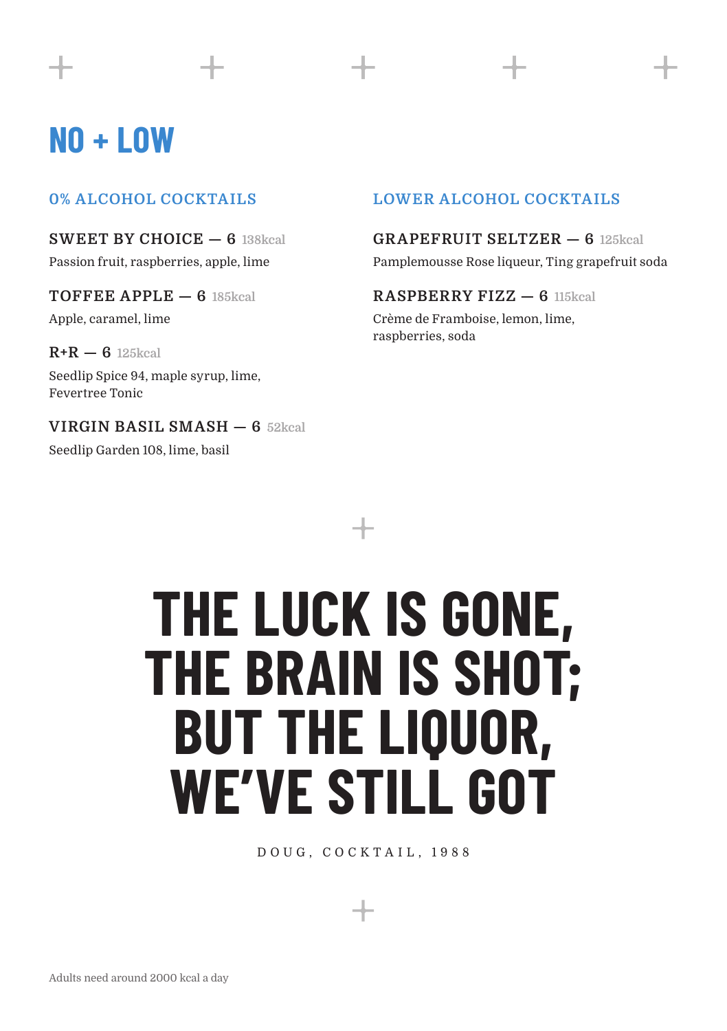# NO + LOW

## 0% ALCOHOL COCKTAILS

**SWEET BY CHOICE — 6** 138kcal

Passion fruit, raspberries, apple, lime

**TOFFEE APPLE — 6** 185kcal

Apple, caramel, lime

**R+R — 6** 125kcal

Seedlip Spice 94, maple syrup, lime, Fevertree Tonic

**VIRGIN BASIL SMASH — 6** 52kcal

Seedlip Garden 108, lime, basil

## LOWER ALCOHOL COCKTAILS

**GRAPEFRUIT SELTZER — 6** 125kcal

Pamplemousse Rose liqueur, Ting grapefruit soda

**RASPBERRY FIZZ — 6** 115kcal

Crème de Framboise, lemon, lime, raspberries, soda

# THE LUCK IS GONE, THE BRAIN IS SHOT; BUT THE LIQUOR, WE'VE STILL GOT

DOUG, COCKTAIL, 1988

Adults need around 2000 kcal a day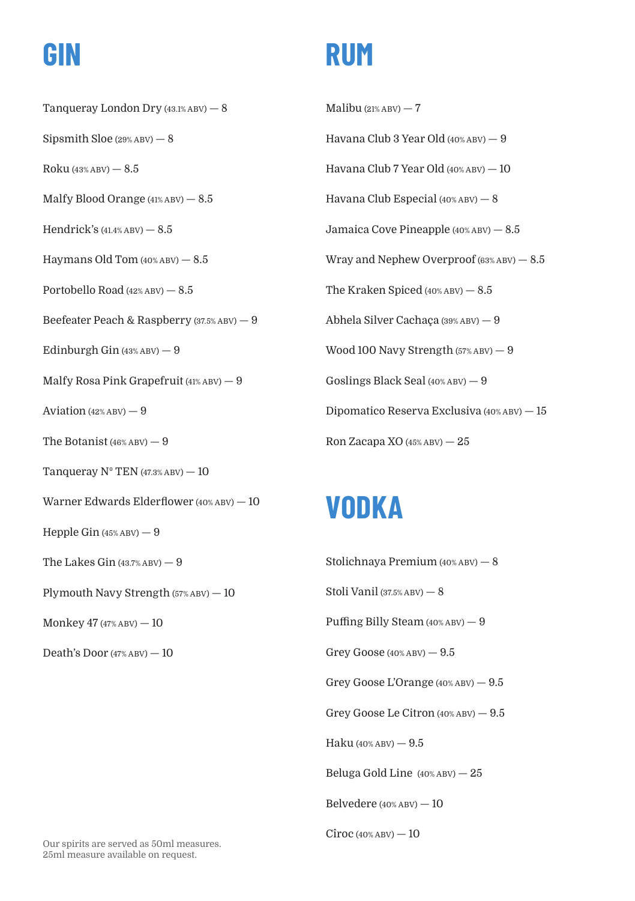# GIN

Tanqueray London Dry (43.1% ABV) — 8

Sipsmith Sloe (29% ABV) — 8

Roku (43% ABV) — 8.5

Malfy Blood Orange (41% ABV) — 8.5

Hendrick's (41.4% ABV) — 8.5

Haymans Old Tom (40% ABV) — 8.5

Portobello Road (42% ABV) — 8.5

Beefeater Peach & Raspberry (37.5% ABV) — 9

Edinburgh Gin (43% ABV) — 9

Malfy Rosa Pink Grapefruit (41% ABV) — 9

Aviation (42% ABV) — 9

The Botanist (46% ABV) — 9

Tanqueray N° TEN (47.3% ABV) — 10

Warner Edwards Elderflower (40% ABV) — 10

Hepple Gin (45% ABV) — 9

The Lakes Gin (43.7% ABV) — 9

Plymouth Navy Strength (57% ABV) — 10

Monkey 47 (47% ABV) — 10

Death's Door (47% ABV) — 10

Our spirits are served as 50ml measures.
25ml measure available on request.

# RUM

Malibu (21% ABV) — 7

Havana Club 3 Year Old (40% ABV) — 9

Havana Club 7 Year Old (40% ABV) — 10

Havana Club Especial (40% ABV) — 8

Jamaica Cove Pineapple (40% ABV) — 8.5

Wray and Nephew Overproof (63% ABV) — 8.5

The Kraken Spiced (40% ABV) — 8.5

Abhela Silver Cachaça (39% ABV) — 9

Wood 100 Navy Strength (57% ABV) — 9

Goslings Black Seal (40% ABV) — 9

Dipomatico Reserva Exclusiva (40% ABV) — 15

Ron Zacapa XO (45% ABV) — 25

# VODKA

Stolichnaya Premium (40% ABV) — 8

Stoli Vanil (37.5% ABV) — 8

Puffing Billy Steam (40% ABV) — 9

Grey Goose (40% ABV) — 9.5

Grey Goose L'Orange (40% ABV) — 9.5

Grey Goose Le Citron (40% ABV) — 9.5

Haku (40% ABV) — 9.5

Beluga Gold Line (40% ABV) — 25

Belvedere (40% ABV) — 10

Cîroc (40% ABV) — 10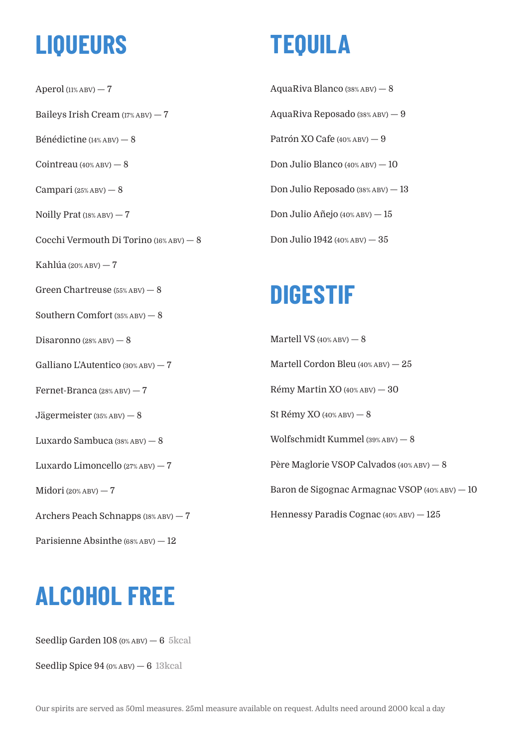# LIQUEURS

Aperol (11% ABV) — 7

Baileys Irish Cream (17% ABV) — 7

Bénédictine (14% ABV) — 8

Cointreau (40% ABV) — 8

Campari (25% ABV) — 8

Noilly Prat (18% ABV) — 7

Cocchi Vermouth Di Torino (16% ABV) — 8

Kahlúa (20% ABV) — 7

Green Chartreuse (55% ABV) — 8

Southern Comfort (35% ABV) — 8

Disaronno (28% ABV) — 8

Galliano L'Autentico (30% ABV) — 7

Fernet-Branca (28% ABV) — 7

Jägermeister (35% ABV) — 8

Luxardo Sambuca (38% ABV) — 8

Luxardo Limoncello (27% ABV) — 7

Midori (20% ABV) — 7

Archers Peach Schnapps (18% ABV) — 7

Parisienne Absinthe (68% ABV) — 12

# TEQUILA

AquaRiva Blanco (38% ABV) — 8

AquaRiva Reposado (38% ABV) — 9

Patrón XO Cafe (40% ABV) — 9

Don Julio Blanco (40% ABV) — 10

Don Julio Reposado (38% ABV) — 13

Don Julio Añejo (40% ABV) — 15

Don Julio 1942 (40% ABV) — 35

# DIGESTIF

Martell VS (40% ABV) — 8

Martell Cordon Bleu (40% ABV) — 25

Rémy Martin XO (40% ABV) — 30

St Rémy XO (40% ABV) — 8

Wolfschmidt Kummel (39% ABV) — 8

Père Maglorie VSOP Calvados (40% ABV) — 8

Baron de Sigognac Armagnac VSOP (40% ABV) — 10

Hennessy Paradis Cognac (40% ABV) — 125

# ALCOHOL FREE

Seedlip Garden 108 (0% ABV) — 6 5kcal

Seedlip Spice 94 (0% ABV) — 6 13kcal

Our spirits are served as 50ml measures. 25ml measure available on request. Adults need around 2000 kcal a day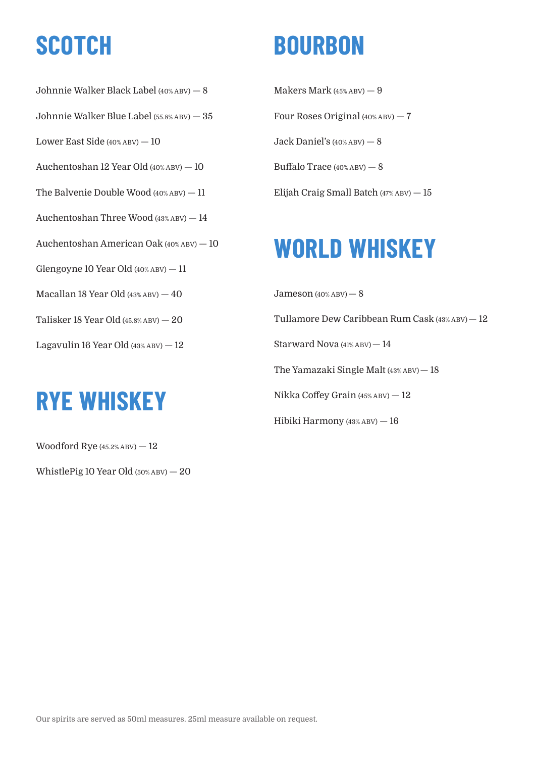# SCOTCH

Johnnie Walker Black Label (40% ABV) — 8

Johnnie Walker Blue Label (55.8% ABV) — 35

Lower East Side (40% ABV) — 10

Auchentoshan 12 Year Old (40% ABV) — 10

The Balvenie Double Wood (40% ABV) — 11

Auchentoshan Three Wood (43% ABV) — 14

Auchentoshan American Oak (40% ABV) — 10

Glengoyne 10 Year Old (40% ABV) — 11

Macallan 18 Year Old (43% ABV) — 40

Talisker 18 Year Old (45.8% ABV) — 20

Lagavulin 16 Year Old (43% ABV) — 12

# RYE WHISKEY

Woodford Rye (45.2% ABV) — 12

WhistlePig 10 Year Old (50% ABV) — 20

# BOURBON

Makers Mark (45% ABV) — 9

Four Roses Original (40% ABV) — 7

Jack Daniel's (40% ABV) — 8

Buffalo Trace (40% ABV) — 8

Elijah Craig Small Batch (47% ABV) — 15

# WORLD WHISKEY

Jameson (40% ABV) — 8

Tullamore Dew Caribbean Rum Cask (43% ABV) — 12

Starward Nova (41% ABV) — 14

The Yamazaki Single Malt (43% ABV) — 18

Nikka Coffey Grain (45% ABV) — 12

Hibiki Harmony (43% ABV) — 16

Our spirits are served as 50ml measures. 25ml measure available on request.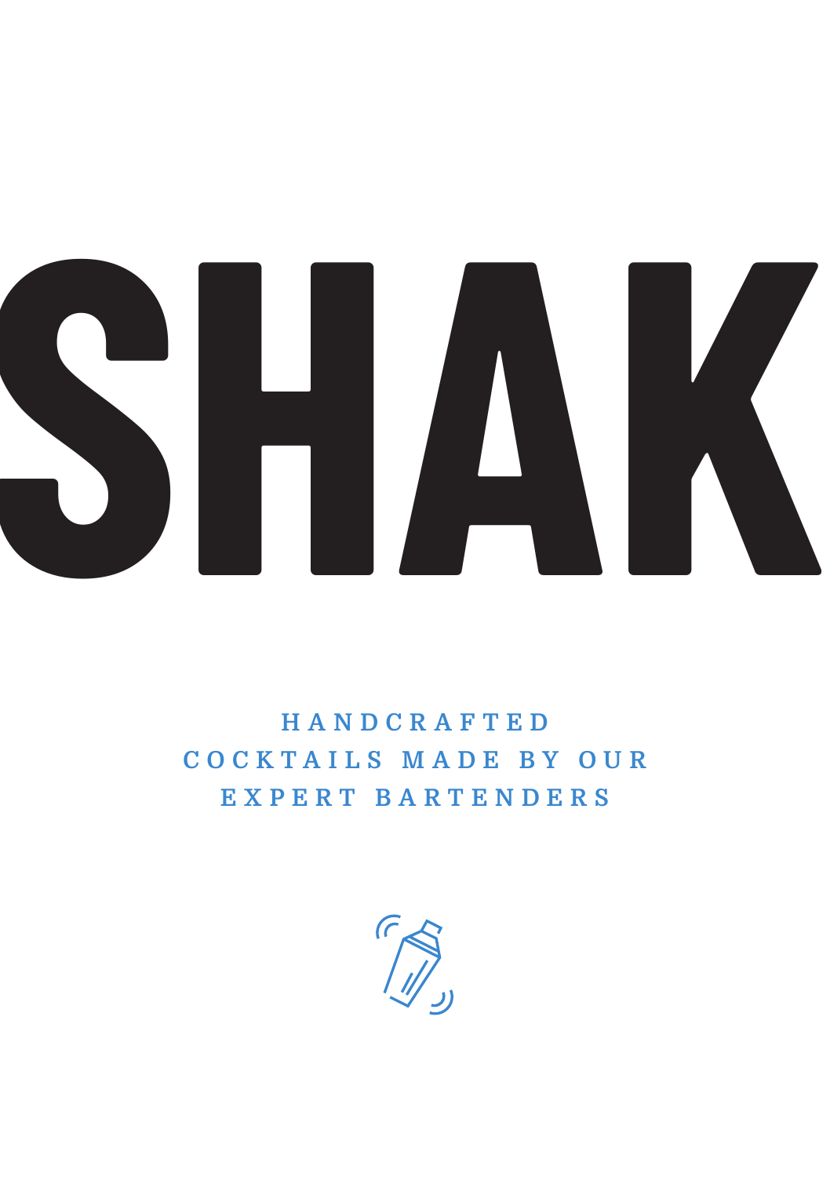# SHAK

HANDCRAFTED COCKTAILS MADE BY OUR EXPERT BARTENDERS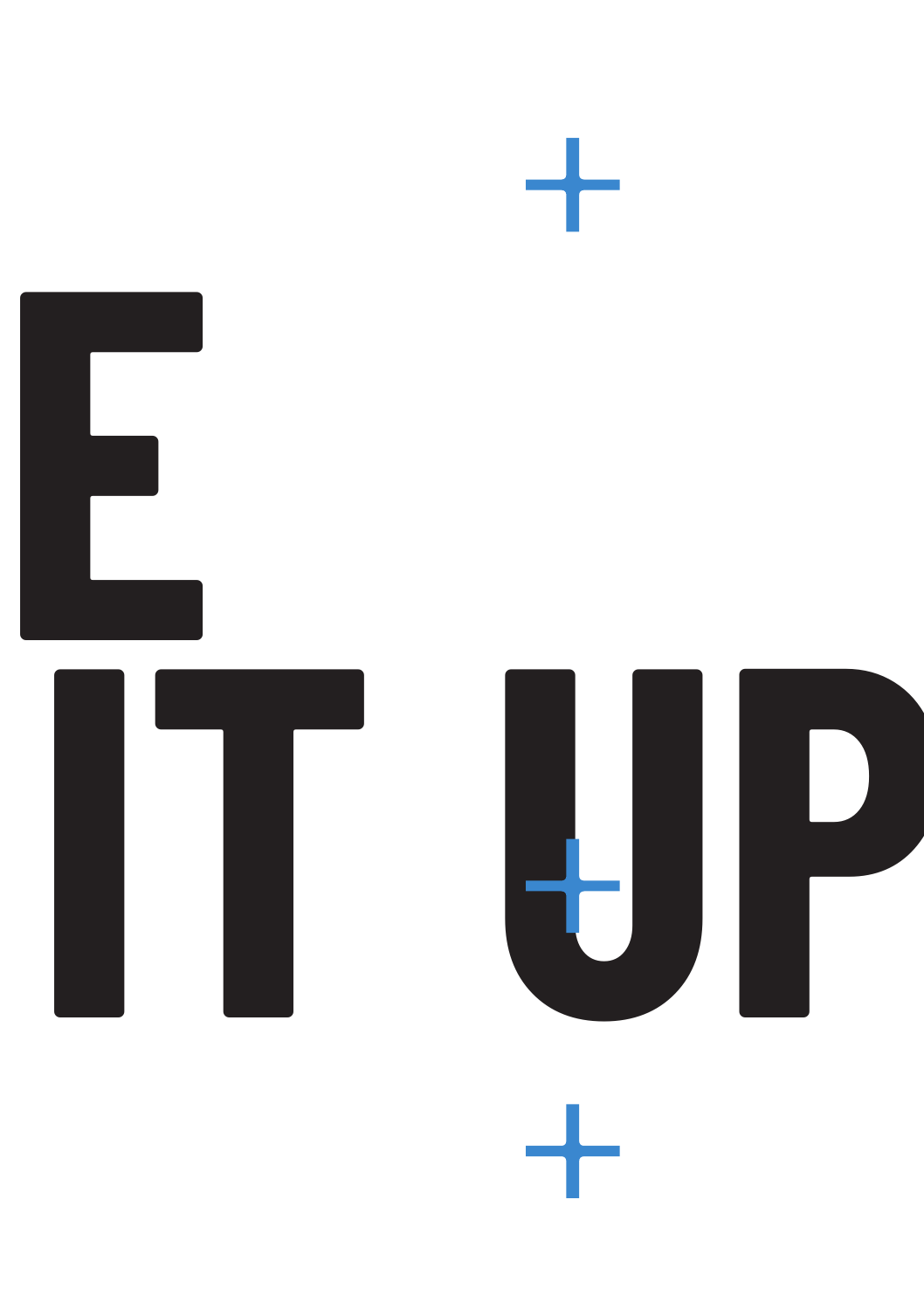# E

# IT UP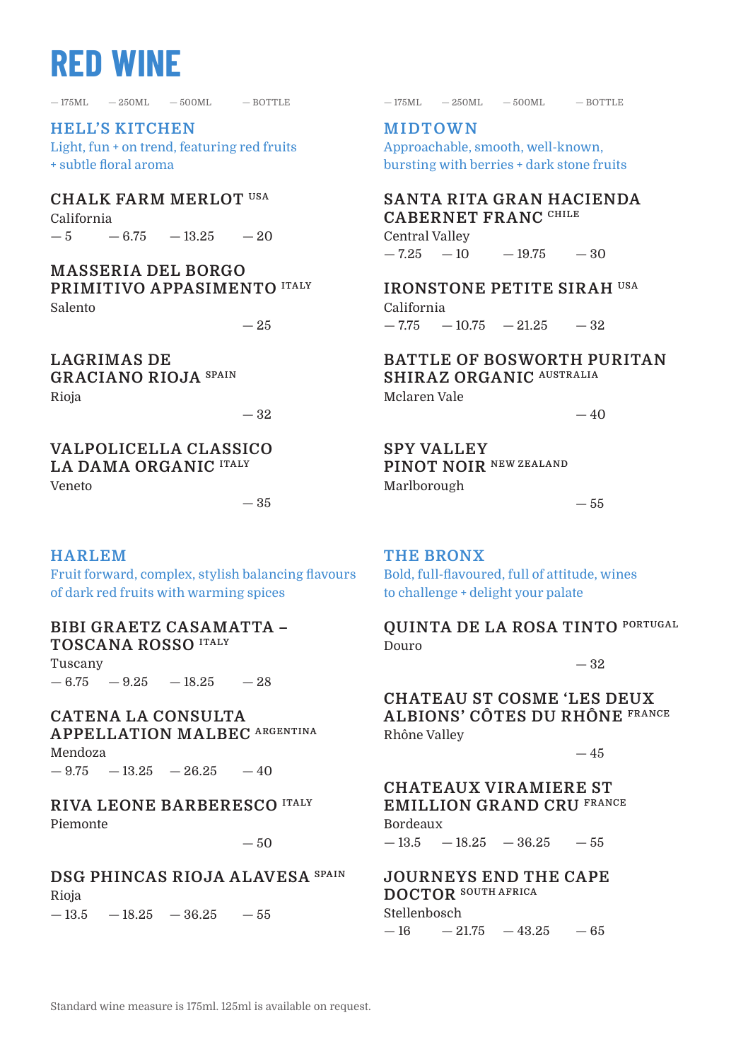# RED WINE

## HELL'S KITCHEN

Light, fun + on trend, featuring red fruits + subtle floral aroma

| Wine | Region | 175ML | 250ML | 500ML | BOTTLE |
|---|---|---|---|---|---|
| CHALK FARM MERLOT USA | California | 5 | 6.75 | 13.25 | 20 |
| MASSERIA DEL BORGO PRIMITIVO APPASIMENTO ITALY | Salento | | | | 25 |
| LAGRIMAS DE GRACIANO RIOJA SPAIN | Rioja | | | | 32 |
| VALPOLICELLA CLASSICO LA DAMA ORGANIC ITALY | Veneto | | | | 35 |

## HARLEM

Fruit forward, complex, stylish balancing flavours of dark red fruits with warming spices

| Wine | Region | 175ML | 250ML | 500ML | BOTTLE |
|---|---|---|---|---|---|
| BIBI GRAETZ CASAMATTA – TOSCANA ROSSO ITALY | Tuscany | 6.75 | 9.25 | 18.25 | 28 |
| CATENA LA CONSULTA APPELLATION MALBEC ARGENTINA | Mendoza | 9.75 | 13.25 | 26.25 | 40 |
| RIVA LEONE BARBERESCO ITALY | Piemonte | | | | 50 |
| DSG PHINCAS RIOJA ALAVESA SPAIN | Rioja | 13.5 | 18.25 | 36.25 | 55 |

## MIDTOWN

Approachable, smooth, well-known, bursting with berries + dark stone fruits

| Wine | Region | 175ML | 250ML | 500ML | BOTTLE |
|---|---|---|---|---|---|
| SANTA RITA GRAN HACIENDA CABERNET FRANC CHILE | Central Valley | 7.25 | 10 | 19.75 | 30 |
| IRONSTONE PETITE SIRAH USA | California | 7.75 | 10.75 | 21.25 | 32 |
| BATTLE OF BOSWORTH PURITAN SHIRAZ ORGANIC AUSTRALIA | Mclaren Vale | | | | 40 |
| SPY VALLEY PINOT NOIR NEW ZEALAND | Marlborough | | | | 55 |

## THE BRONX

Bold, full-flavoured, full of attitude, wines to challenge + delight your palate

| Wine | Region | 175ML | 250ML | 500ML | BOTTLE |
|---|---|---|---|---|---|
| QUINTA DE LA ROSA TINTO PORTUGAL | Douro | | | | 32 |
| CHATEAU ST COSME 'LES DEUX ALBIONS' CÔTES DU RHÔNE FRANCE | Rhône Valley | | | | 45 |
| CHATEAUX VIRAMIERE ST EMILLION GRAND CRU FRANCE | Bordeaux | 13.5 | 18.25 | 36.25 | 55 |
| JOURNEYS END THE CAPE DOCTOR SOUTH AFRICA | Stellenbosch | 16 | 21.75 | 43.25 | 65 |

Standard wine measure is 175ml. 125ml is available on request.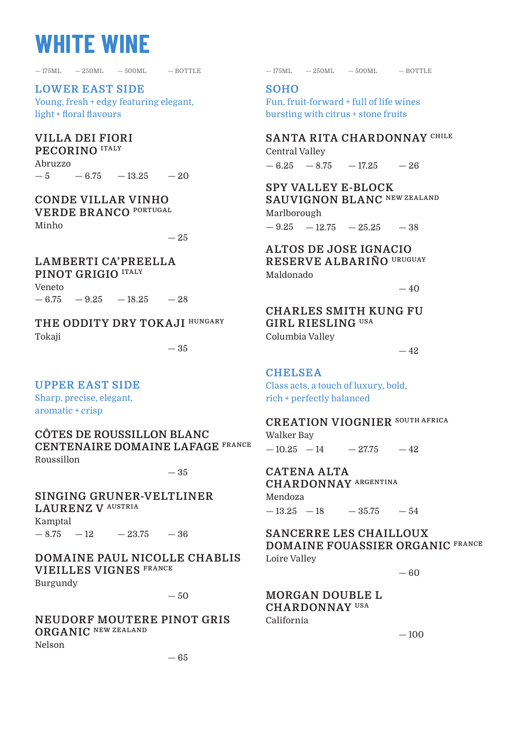# WHITE WINE

## LOWER EAST SIDE

Young, fresh + edgy featuring elegant, light + floral flavours

| Wine | 175ML | 250ML | 500ML | BOTTLE |
|---|---|---|---|---|
| **VILLA DEI FIORI PECORINO** ITALY<br>Abruzzo | 5 | 6.75 | 13.25 | 20 |
| **CONDE VILLAR VINHO VERDE BRANCO** PORTUGAL<br>Minho | | | | 25 |
| **LAMBERTI CA'PREELLA PINOT GRIGIO** ITALY<br>Veneto | 6.75 | 9.25 | 18.25 | 28 |
| **THE ODDITY DRY TOKAJI** HUNGARY<br>Tokaji | | | | 35 |

## UPPER EAST SIDE

Sharp, precise, elegant, aromatic + crisp

| Wine | 175ML | 250ML | 500ML | BOTTLE |
|---|---|---|---|---|
| **CÔTES DE ROUSSILLON BLANC CENTENAIRE DOMAINE LAFAGE** FRANCE<br>Roussillon | | | | 35 |
| **SINGING GRUNER-VELTLINER LAURENZ V** AUSTRIA<br>Kamptal | 8.75 | 12 | 23.75 | 36 |
| **DOMAINE PAUL NICOLLE CHABLIS VIEILLES VIGNES** FRANCE<br>Burgundy | | | | 50 |
| **NEUDORF MOUTERE PINOT GRIS ORGANIC** NEW ZEALAND<br>Nelson | | | | 65 |

## SOHO

Fun, fruit-forward + full of life wines bursting with citrus + stone fruits

| Wine | 175ML | 250ML | 500ML | BOTTLE |
|---|---|---|---|---|
| **SANTA RITA CHARDONNAY** CHILE<br>Central Valley | 6.25 | 8.75 | 17.25 | 26 |
| **SPY VALLEY E-BLOCK SAUVIGNON BLANC** NEW ZEALAND<br>Marlborough | 9.25 | 12.75 | 25.25 | 38 |
| **ALTOS DE JOSE IGNACIO RESERVE ALBARIÑO** URUGUAY<br>Maldonado | | | | 40 |
| **CHARLES SMITH KUNG FU GIRL RIESLING** USA<br>Columbia Valley | | | | 42 |

## CHELSEA

Class acts, a touch of luxury, bold, rich + perfectly balanced

| Wine | 175ML | 250ML | 500ML | BOTTLE |
|---|---|---|---|---|
| **CREATION VIOGNIER** SOUTH AFRICA<br>Walker Bay | 10.25 | 14 | 27.75 | 42 |
| **CATENA ALTA CHARDONNAY** ARGENTINA<br>Mendoza | 13.25 | 18 | 35.75 | 54 |
| **SANCERRE LES CHAILLOUX DOMAINE FOUASSIER ORGANIC** FRANCE<br>Loire Valley | | | | 60 |
| **MORGAN DOUBLE L CHARDONNAY** USA<br>California | | | | 100 |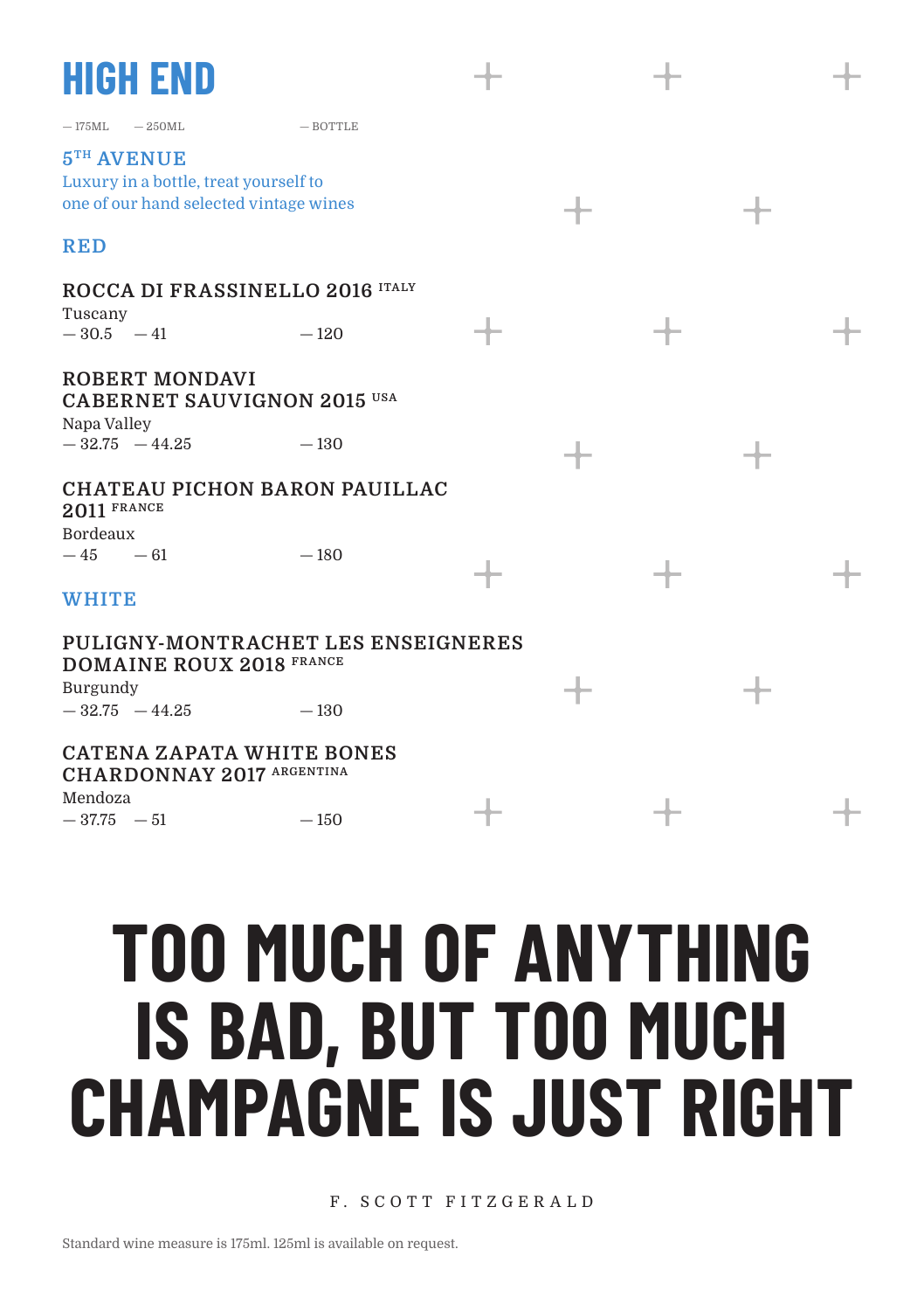# HIGH END

— 175ML — 250ML — BOTTLE

## 5TH AVENUE

Luxury in a bottle, treat yourself to one of our hand selected vintage wines

### RED

**ROCCA DI FRASSINELLO 2016** ITALY
Tuscany
— 30.5 — 41 — 120

**ROBERT MONDAVI CABERNET SAUVIGNON 2015** USA
Napa Valley
— 32.75 — 44.25 — 130

**CHATEAU PICHON BARON PAUILLAC 2011** FRANCE
Bordeaux
— 45 — 61 — 180

### WHITE

**PULIGNY-MONTRACHET LES ENSEIGNERES DOMAINE ROUX 2018** FRANCE
Burgundy
— 32.75 — 44.25 — 130

**CATENA ZAPATA WHITE BONES CHARDONNAY 2017** ARGENTINA
Mendoza
— 37.75 — 51 — 150

# TOO MUCH OF ANYTHING IS BAD, BUT TOO MUCH CHAMPAGNE IS JUST RIGHT

F. SCOTT FITZGERALD

Standard wine measure is 175ml. 125ml is available on request.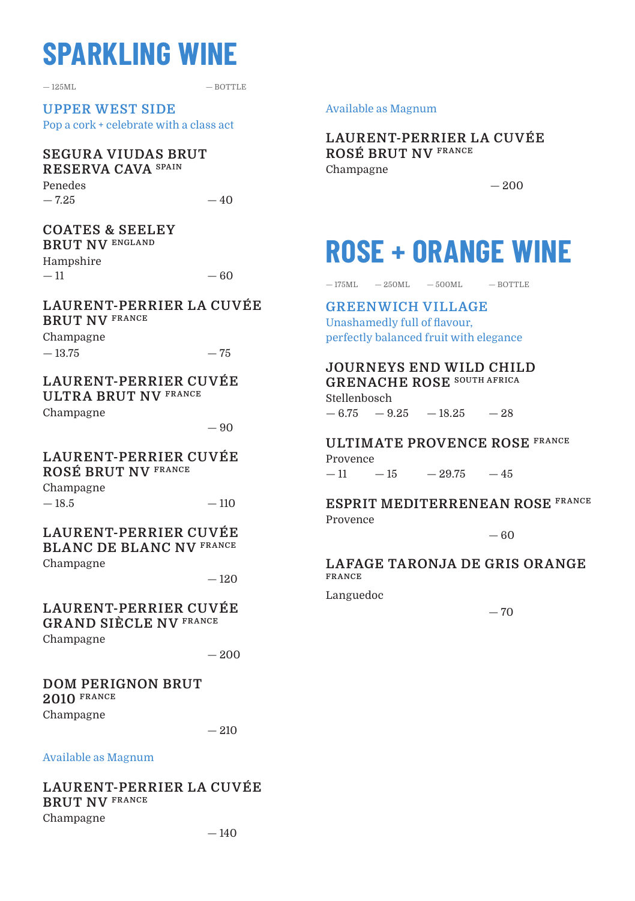# SPARKLING WINE

— 125ML — BOTTLE

## UPPER WEST SIDE

Pop a cork + celebrate with a class act

### SEGURA VIUDAS BRUT RESERVA CAVA SPAIN

Penedes

— 7.25 — 40

### COATES & SEELEY BRUT NV ENGLAND

Hampshire

— 11 — 60

### LAURENT-PERRIER LA CUVÉE BRUT NV FRANCE

Champagne

— 13.75 — 75

### LAURENT-PERRIER CUVÉE ULTRA BRUT NV FRANCE

Champagne

— 90

### LAURENT-PERRIER CUVÉE ROSÉ BRUT NV FRANCE

Champagne

— 18.5 — 110

### LAURENT-PERRIER CUVÉE BLANC DE BLANC NV FRANCE

Champagne

— 120

### LAURENT-PERRIER CUVÉE GRAND SIÈCLE NV FRANCE

Champagne

— 200

### DOM PERIGNON BRUT 2010 FRANCE

Champagne

— 210

Available as Magnum

### LAURENT-PERRIER LA CUVÉE BRUT NV FRANCE

Champagne

— 140

Available as Magnum

### LAURENT-PERRIER LA CUVÉE ROSÉ BRUT NV FRANCE

Champagne

— 200

# ROSE + ORANGE WINE

— 175ML — 250ML — 500ML — BOTTLE

## GREENWICH VILLAGE

Unashamedly full of flavour, perfectly balanced fruit with elegance

### JOURNEYS END WILD CHILD GRENACHE ROSE SOUTH AFRICA

Stellenbosch

— 6.75 — 9.25 — 18.25 — 28

### ULTIMATE PROVENCE ROSE FRANCE

Provence

— 11 — 15 — 29.75 — 45

### ESPRIT MEDITERRENEAN ROSE FRANCE

Provence

— 60

### LAFAGE TARONJA DE GRIS ORANGE FRANCE

Languedoc

— 70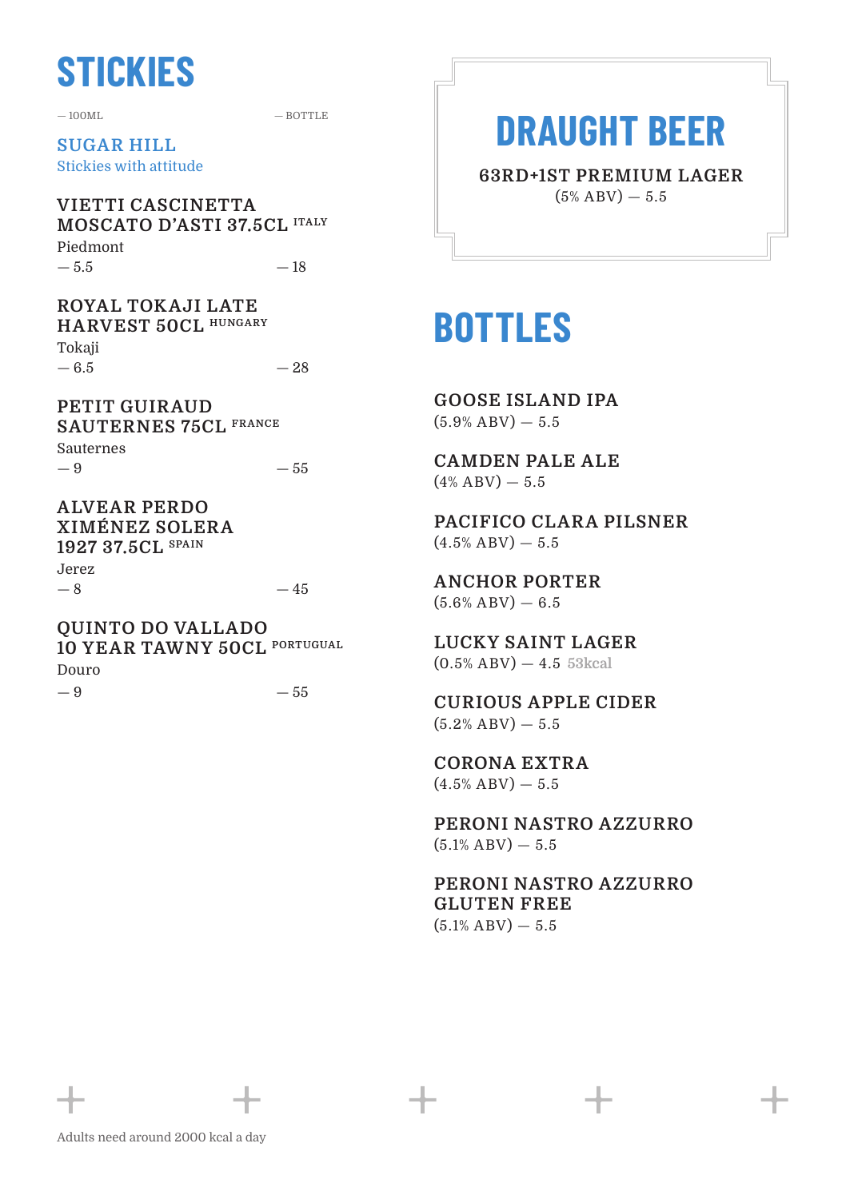# STICKIES

— 100ML — BOTTLE

**SUGAR HILL**
Stickies with attitude

### VIETTI CASCINETTA MOSCATO D'ASTI 37.5CL ITALY
Piedmont
— 5.5 — 18

### ROYAL TOKAJI LATE HARVEST 50CL HUNGARY
Tokaji
— 6.5 — 28

### PETIT GUIRAUD SAUTERNES 75CL FRANCE
Sauternes
— 9 — 55

### ALVEAR PERDO XIMÉNEZ SOLERA 1927 37.5CL SPAIN
Jerez
— 8 — 45

### QUINTO DO VALLADO 10 YEAR TAWNY 50CL PORTUGUAL
Douro
— 9 — 55

# DRAUGHT BEER

### 63RD+1ST PREMIUM LAGER
(5% ABV) — 5.5

# BOTTLES

### GOOSE ISLAND IPA
(5.9% ABV) — 5.5

### CAMDEN PALE ALE
(4% ABV) — 5.5

### PACIFICO CLARA PILSNER
(4.5% ABV) — 5.5

### ANCHOR PORTER
(5.6% ABV) — 6.5

### LUCKY SAINT LAGER
(0.5% ABV) — 4.5 53kcal

### CURIOUS APPLE CIDER
(5.2% ABV) — 5.5

### CORONA EXTRA
(4.5% ABV) — 5.5

### PERONI NASTRO AZZURRO
(5.1% ABV) — 5.5

### PERONI NASTRO AZZURRO GLUTEN FREE
(5.1% ABV) — 5.5

Adults need around 2000 kcal a day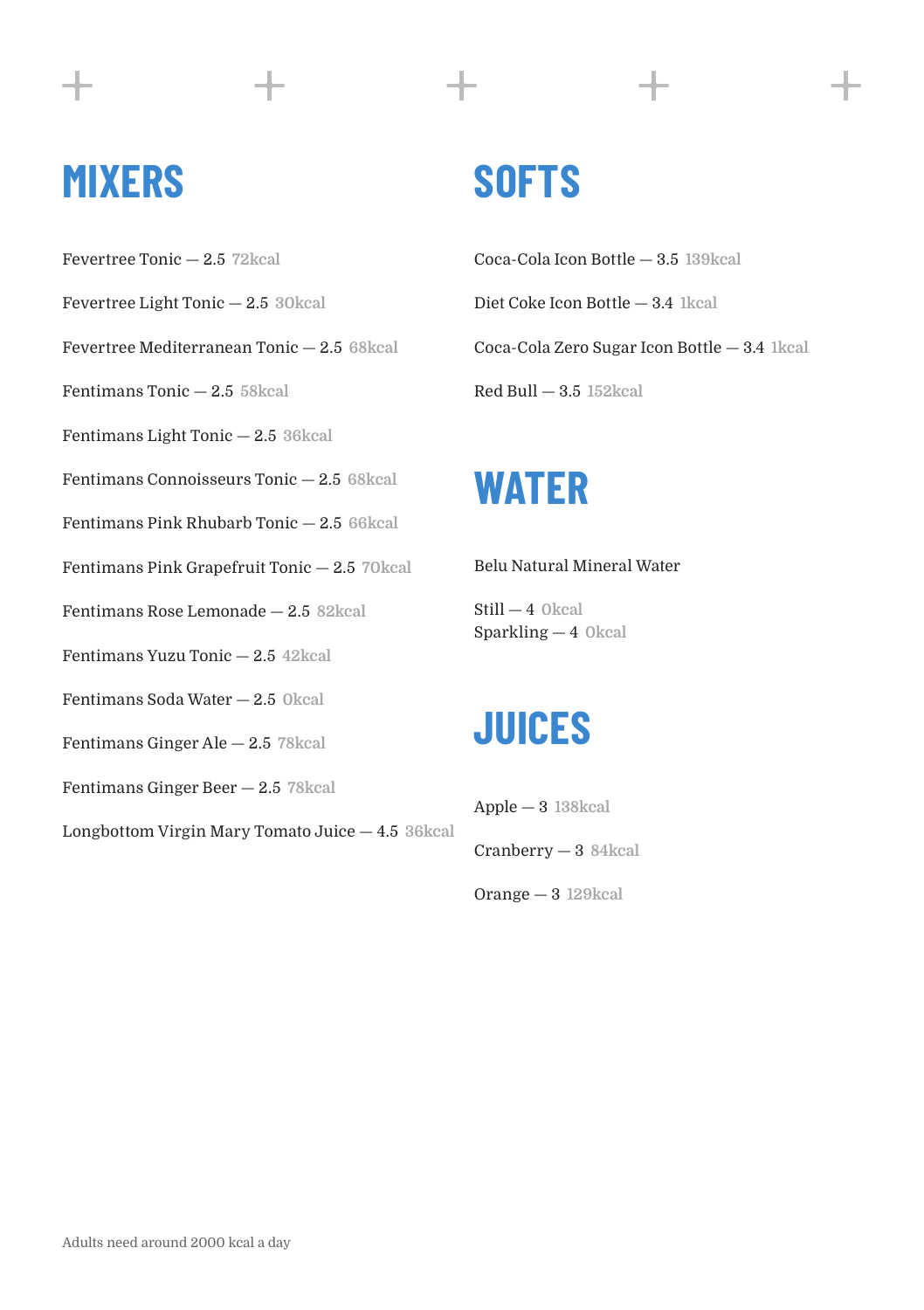## MIXERS

Fevertree Tonic — 2.5 72kcal

Fevertree Light Tonic — 2.5 30kcal

Fevertree Mediterranean Tonic — 2.5 68kcal

Fentimans Tonic — 2.5 58kcal

Fentimans Light Tonic — 2.5 36kcal

Fentimans Connoisseurs Tonic — 2.5 68kcal

Fentimans Pink Rhubarb Tonic — 2.5 66kcal

Fentimans Pink Grapefruit Tonic — 2.5 70kcal

Fentimans Rose Lemonade — 2.5 82kcal

Fentimans Yuzu Tonic — 2.5 42kcal

Fentimans Soda Water — 2.5 0kcal

Fentimans Ginger Ale — 2.5 78kcal

Fentimans Ginger Beer — 2.5 78kcal

Longbottom Virgin Mary Tomato Juice — 4.5 36kcal

## SOFTS

Coca-Cola Icon Bottle — 3.5 139kcal

Diet Coke Icon Bottle — 3.4 1kcal

Coca-Cola Zero Sugar Icon Bottle — 3.4 1kcal

Red Bull — 3.5 152kcal

## WATER

Belu Natural Mineral Water

Still — 4 0kcal
Sparkling — 4 0kcal

## JUICES

Apple — 3 138kcal

Cranberry — 3 84kcal

Orange — 3 129kcal

Adults need around 2000 kcal a day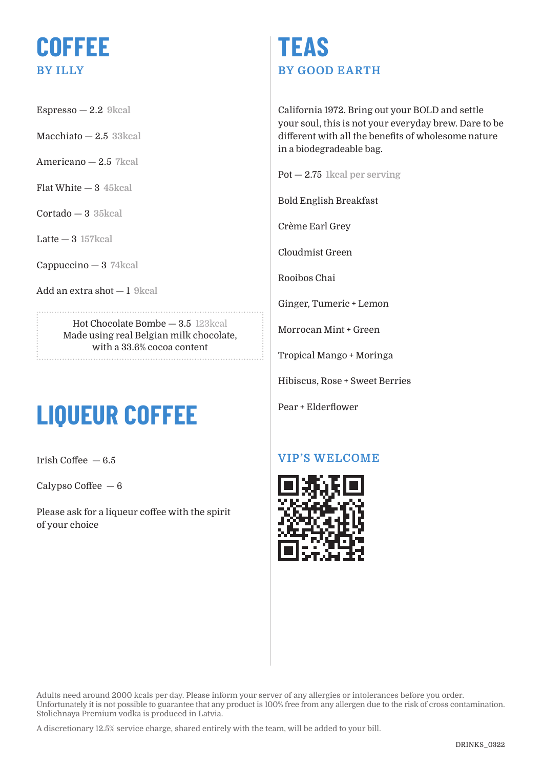# COFFEE

## BY ILLY

Espresso — 2.2 9kcal

Macchiato — 2.5 33kcal

Americano — 2.5 7kcal

Flat White — 3 45kcal

Cortado — 3 35kcal

Latte — 3 157kcal

Cappuccino — 3 74kcal

Add an extra shot — 1 9kcal

Hot Chocolate Bombe — 3.5 123kcal
Made using real Belgian milk chocolate, with a 33.6% cocoa content

# LIQUEUR COFFEE

Irish Coffee — 6.5

Calypso Coffee — 6

Please ask for a liqueur coffee with the spirit of your choice

# TEAS

## BY GOOD EARTH

California 1972. Bring out your BOLD and settle your soul, this is not your everyday brew. Dare to be different with all the benefits of wholesome nature in a biodegradeable bag.

Pot — 2.75 1kcal per serving

Bold English Breakfast

Crème Earl Grey

Cloudmist Green

Rooibos Chai

Ginger, Tumeric + Lemon

Morrocan Mint + Green

Tropical Mango + Moringa

Hibiscus, Rose + Sweet Berries

Pear + Elderflower

## VIP'S WELCOME

Adults need around 2000 kcals per day. Please inform your server of any allergies or intolerances before you order. Unfortunately it is not possible to guarantee that any product is 100% free from any allergen due to the risk of cross contamination. Stolichnaya Premium vodka is produced in Latvia.

A discretionary 12.5% service charge, shared entirely with the team, will be added to your bill.

DRINKS_0322